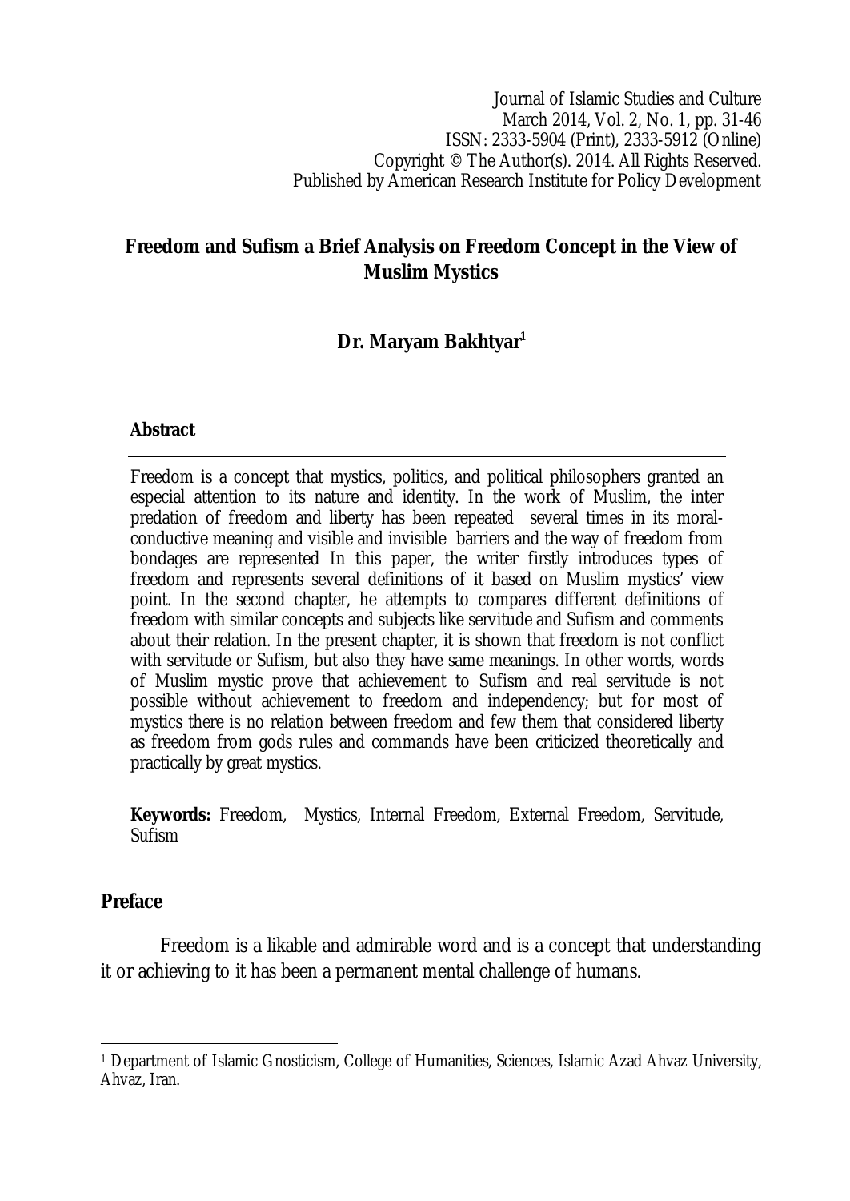Journal of Islamic Studies and Culture
March 2014, Vol. 2, No. 1, pp. 31-46
ISSN: 2333-5904 (Print), 2333-5912 (Online)
Copyright © The Author(s). 2014. All Rights Reserved.
Published by American Research Institute for Policy Development

# Freedom and Sufism a Brief Analysis on Freedom Concept in the View of Muslim Mystics

**Dr. Maryam Bakhtyar**[1]

### Abstract

Freedom is a concept that mystics, politics, and political philosophers granted an especial attention to its nature and identity. In the work of Muslim, the inter predation of freedom and liberty has been repeated several times in its moral-conductive meaning and visible and invisible barriers and the way of freedom from bondages are represented In this paper, the writer firstly introduces types of freedom and represents several definitions of it based on Muslim mystics' view point. In the second chapter, he attempts to compares different definitions of freedom with similar concepts and subjects like servitude and Sufism and comments about their relation. In the present chapter, it is shown that freedom is not conflict with servitude or Sufism, but also they have same meanings. In other words, words of Muslim mystic prove that achievement to Sufism and real servitude is not possible without achievement to freedom and independency; but for most of mystics there is no relation between freedom and few them that considered liberty as freedom from gods rules and commands have been criticized theoretically and practically by great mystics.

**Keywords:** Freedom, Mystics, Internal Freedom, External Freedom, Servitude, Sufism

## Preface

Freedom is a likable and admirable word and is a concept that understanding it or achieving to it has been a permanent mental challenge of humans.

---

[1] Department of Islamic Gnosticism, College of Humanities, Sciences, Islamic Azad Ahvaz University, Ahvaz, Iran.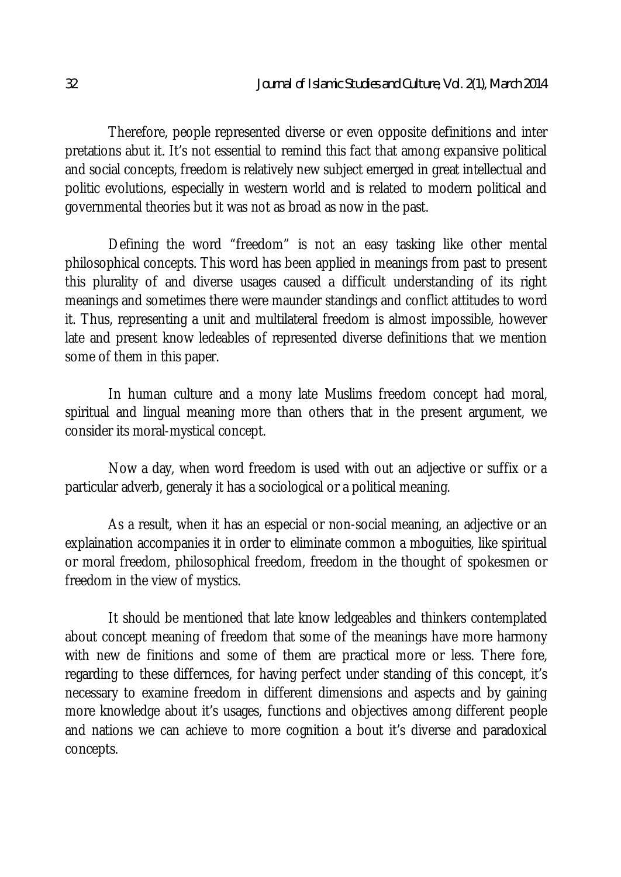Therefore, people represented diverse or even opposite definitions and inter pretations abut it. It's not essential to remind this fact that among expansive political and social concepts, freedom is relatively new subject emerged in great intellectual and politic evolutions, especially in western world and is related to modern political and governmental theories but it was not as broad as now in the past.

Defining the word "freedom" is not an easy tasking like other mental philosophical concepts. This word has been applied in meanings from past to present this plurality of and diverse usages caused a difficult understanding of its right meanings and sometimes there were maunder standings and conflict attitudes to word it. Thus, representing a unit and multilateral freedom is almost impossible, however late and present know ledeables of represented diverse definitions that we mention some of them in this paper.

In human culture and a mony late Muslims freedom concept had moral, spiritual and lingual meaning more than others that in the present argument, we consider its moral-mystical concept.

Now a day, when word freedom is used with out an adjective or suffix or a particular adverb, generaly it has a sociological or a political meaning.

As a result, when it has an especial or non-social meaning, an adjective or an explaination accompanies it in order to eliminate common a mboguities, like spiritual or moral freedom, philosophical freedom, freedom in the thought of spokesmen or freedom in the view of mystics.

It should be mentioned that late know ledgeables and thinkers contemplated about concept meaning of freedom that some of the meanings have more harmony with new de finitions and some of them are practical more or less. There fore, regarding to these differnces, for having perfect under standing of this concept, it's necessary to examine freedom in different dimensions and aspects and by gaining more knowledge about it's usages, functions and objectives among different people and nations we can achieve to more cognition a bout it's diverse and paradoxical concepts.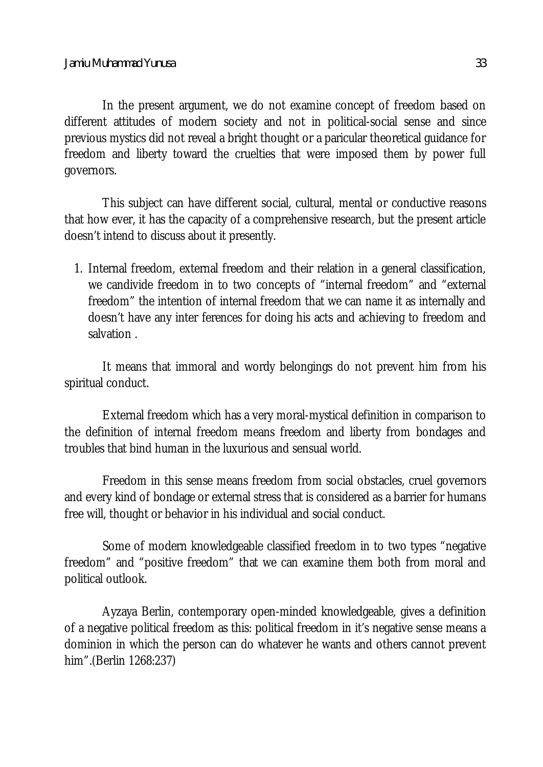In the present argument, we do not examine concept of freedom based on different attitudes of modern society and not in political-social sense and since previous mystics did not reveal a bright thought or a paricular theoretical guidance for freedom and liberty toward the cruelties that were imposed them by power full governors.

This subject can have different social, cultural, mental or conductive reasons that how ever, it has the capacity of a comprehensive research, but the present article doesn't intend to discuss about it presently.

1. Internal freedom, external freedom and their relation in a general classification, we candivide freedom in to two concepts of "internal freedom" and "external freedom" the intention of internal freedom that we can name it as internally and doesn't have any inter ferences for doing his acts and achieving to freedom and salvation .

It means that immoral and wordy belongings do not prevent him from his spiritual conduct.

External freedom which has a very moral-mystical definition in comparison to the definition of internal freedom means freedom and liberty from bondages and troubles that bind human in the luxurious and sensual world.

Freedom in this sense means freedom from social obstacles, cruel governors and every kind of bondage or external stress that is considered as a barrier for humans free will, thought or behavior in his individual and social conduct.

Some of modern knowledgeable classified freedom in to two types "negative freedom" and "positive freedom" that we can examine them both from moral and political outlook.

Ayzaya Berlin, contemporary open-minded knowledgeable, gives a definition of a negative political freedom as this: political freedom in it's negative sense means a dominion in which the person can do whatever he wants and others cannot prevent him".(Berlin 1268:237)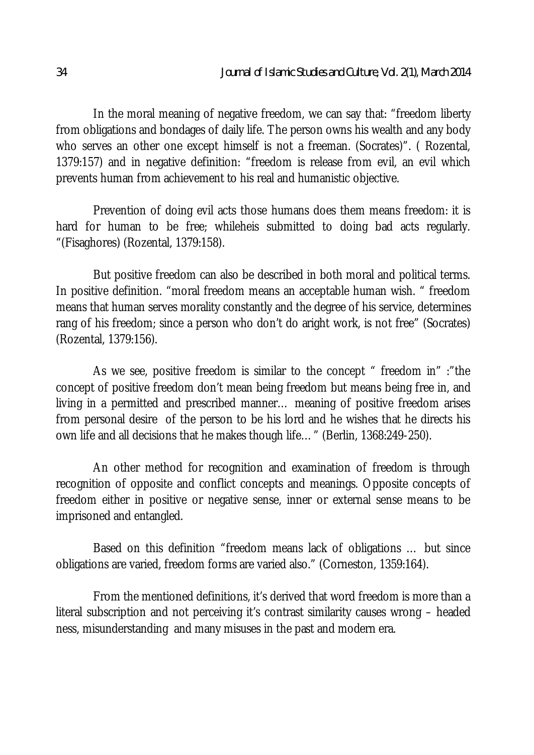In the moral meaning of negative freedom, we can say that: "freedom liberty from obligations and bondages of daily life. The person owns his wealth and any body who serves an other one except himself is not a freeman. (Socrates)". ( Rozental, 1379:157) and in negative definition: "freedom is release from evil, an evil which prevents human from achievement to his real and humanistic objective.

Prevention of doing evil acts those humans does them means freedom: it is hard for human to be free; whileheis submitted to doing bad acts regularly. "(Fisaghores) (Rozental, 1379:158).

But positive freedom can also be described in both moral and political terms. In positive definition. "moral freedom means an acceptable human wish. " freedom means that human serves morality constantly and the degree of his service, determines rang of his freedom; since a person who don't do aright work, is not free" (Socrates) (Rozental, 1379:156).

As we see, positive freedom is similar to the concept " freedom in" :"the concept of positive freedom don't mean being freedom but means being free in, and living in a permitted and prescribed manner… meaning of positive freedom arises from personal desire of the person to be his lord and he wishes that he directs his own life and all decisions that he makes though life… " (Berlin, 1368:249-250).

An other method for recognition and examination of freedom is through recognition of opposite and conflict concepts and meanings. Opposite concepts of freedom either in positive or negative sense, inner or external sense means to be imprisoned and entangled.

Based on this definition "freedom means lack of obligations … but since obligations are varied, freedom forms are varied also." (Corneston, 1359:164).

From the mentioned definitions, it's derived that word freedom is more than a literal subscription and not perceiving it's contrast similarity causes wrong – headed ness, misunderstanding and many misuses in the past and modern era.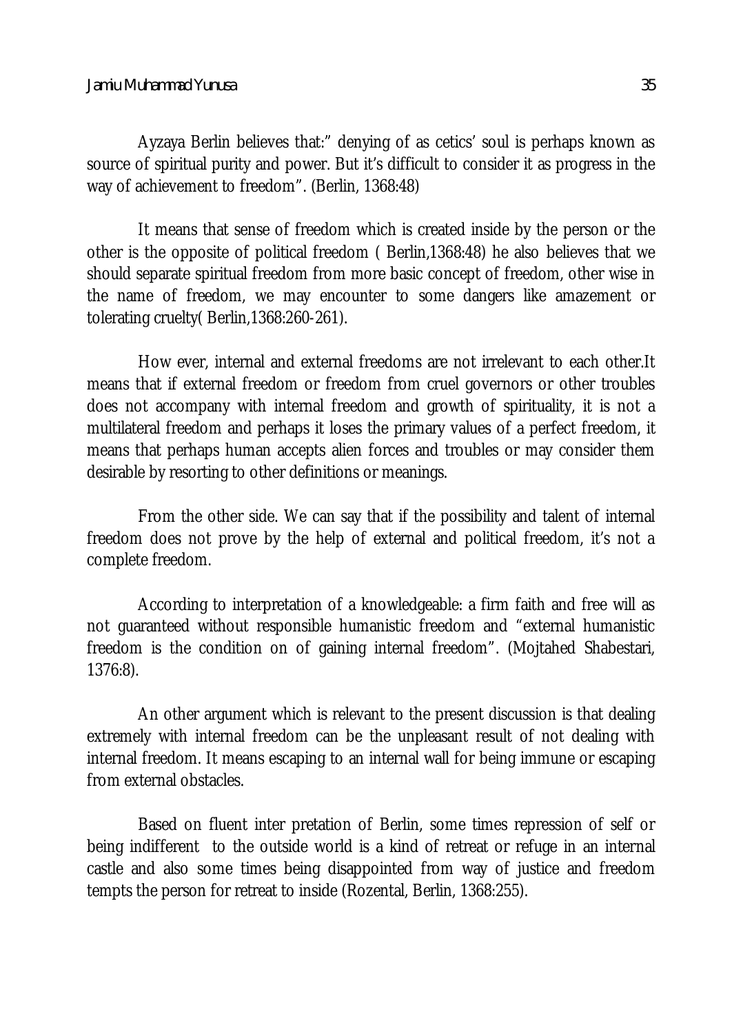Ayzaya Berlin believes that:" denying of as cetics' soul is perhaps known as source of spiritual purity and power. But it's difficult to consider it as progress in the way of achievement to freedom". (Berlin, 1368:48)

It means that sense of freedom which is created inside by the person or the other is the opposite of political freedom ( Berlin,1368:48) he also believes that we should separate spiritual freedom from more basic concept of freedom, other wise in the name of freedom, we may encounter to some dangers like amazement or tolerating cruelty( Berlin,1368:260-261).

How ever, internal and external freedoms are not irrelevant to each other.It means that if external freedom or freedom from cruel governors or other troubles does not accompany with internal freedom and growth of spirituality, it is not a multilateral freedom and perhaps it loses the primary values of a perfect freedom, it means that perhaps human accepts alien forces and troubles or may consider them desirable by resorting to other definitions or meanings.

From the other side. We can say that if the possibility and talent of internal freedom does not prove by the help of external and political freedom, it's not a complete freedom.

According to interpretation of a knowledgeable: a firm faith and free will as not guaranteed without responsible humanistic freedom and "external humanistic freedom is the condition on of gaining internal freedom". (Mojtahed Shabestari, 1376:8).

An other argument which is relevant to the present discussion is that dealing extremely with internal freedom can be the unpleasant result of not dealing with internal freedom. It means escaping to an internal wall for being immune or escaping from external obstacles.

Based on fluent inter pretation of Berlin, some times repression of self or being indifferent to the outside world is a kind of retreat or refuge in an internal castle and also some times being disappointed from way of justice and freedom tempts the person for retreat to inside (Rozental, Berlin, 1368:255).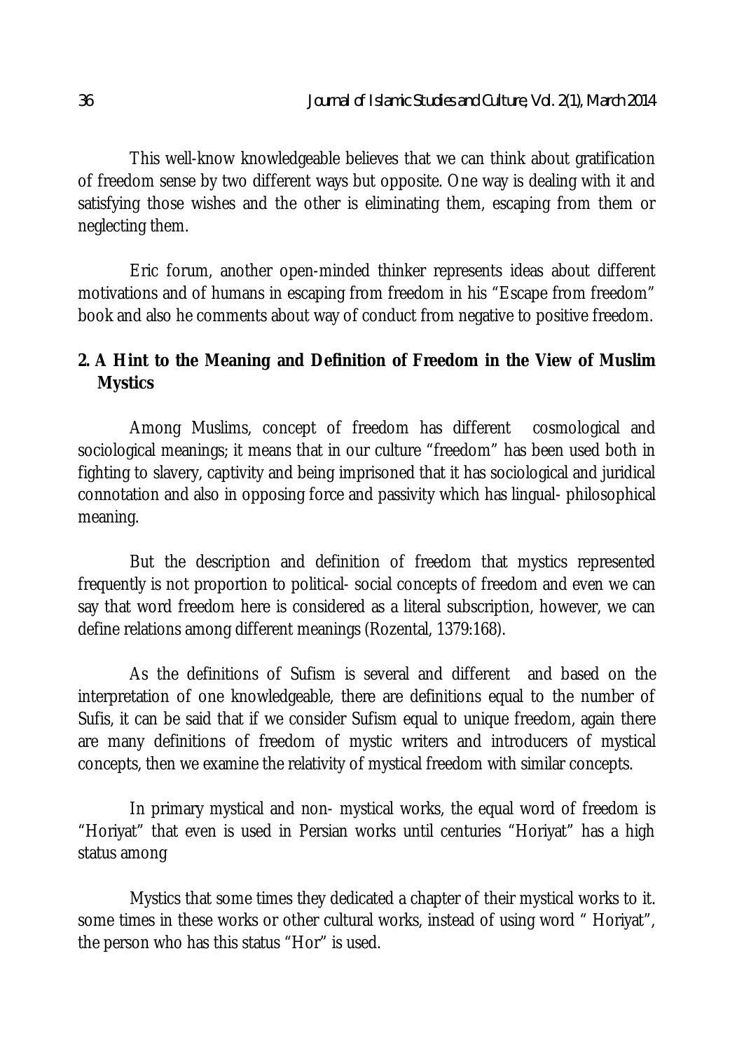This well-know knowledgeable believes that we can think about gratification of freedom sense by two different ways but opposite. One way is dealing with it and satisfying those wishes and the other is eliminating them, escaping from them or neglecting them.

Eric forum, another open-minded thinker represents ideas about different motivations and of humans in escaping from freedom in his "Escape from freedom" book and also he comments about way of conduct from negative to positive freedom.

## 2. A Hint to the Meaning and Definition of Freedom in the View of Muslim Mystics

Among Muslims, concept of freedom has different cosmological and sociological meanings; it means that in our culture "freedom" has been used both in fighting to slavery, captivity and being imprisoned that it has sociological and juridical connotation and also in opposing force and passivity which has lingual- philosophical meaning.

But the description and definition of freedom that mystics represented frequently is not proportion to political- social concepts of freedom and even we can say that word freedom here is considered as a literal subscription, however, we can define relations among different meanings (Rozental, 1379:168).

As the definitions of Sufism is several and different and based on the interpretation of one knowledgeable, there are definitions equal to the number of Sufis, it can be said that if we consider Sufism equal to unique freedom, again there are many definitions of freedom of mystic writers and introducers of mystical concepts, then we examine the relativity of mystical freedom with similar concepts.

In primary mystical and non- mystical works, the equal word of freedom is "Horiyat" that even is used in Persian works until centuries "Horiyat" has a high status among

Mystics that some times they dedicated a chapter of their mystical works to it. some times in these works or other cultural works, instead of using word " Horiyat", the person who has this status "Hor" is used.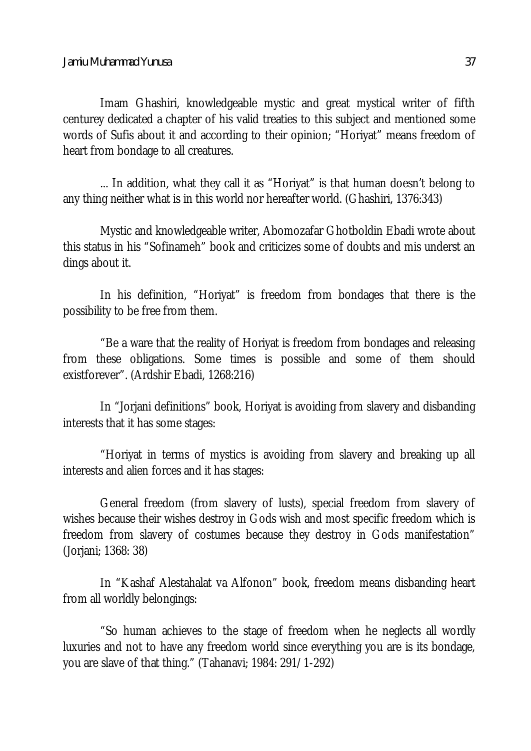Imam Ghashiri, knowledgeable mystic and great mystical writer of fifth centurey dedicated a chapter of his valid treaties to this subject and mentioned some words of Sufis about it and according to their opinion; "Horiyat" means freedom of heart from bondage to all creatures.

... In addition, what they call it as "Horiyat" is that human doesn't belong to any thing neither what is in this world nor hereafter world. (Ghashiri, 1376:343)

Mystic and knowledgeable writer, Abomozafar Ghotboldin Ebadi wrote about this status in his "Sofinameh" book and criticizes some of doubts and mis underst an dings about it.

In his definition, "Horiyat" is freedom from bondages that there is the possibility to be free from them.

"Be a ware that the reality of Horiyat is freedom from bondages and releasing from these obligations. Some times is possible and some of them should existforever". (Ardshir Ebadi, 1268:216)

In "Jorjani definitions" book, Horiyat is avoiding from slavery and disbanding interests that it has some stages:

"Horiyat in terms of mystics is avoiding from slavery and breaking up all interests and alien forces and it has stages:

General freedom (from slavery of lusts), special freedom from slavery of wishes because their wishes destroy in Gods wish and most specific freedom which is freedom from slavery of costumes because they destroy in Gods manifestation" (Jorjani; 1368: 38)

In "Kashaf Alestahalat va Alfonon" book, freedom means disbanding heart from all worldly belongings:

"So human achieves to the stage of freedom when he neglects all wordly luxuries and not to have any freedom world since everything you are is its bondage, you are slave of that thing." (Tahanavi; 1984: 291/1-292)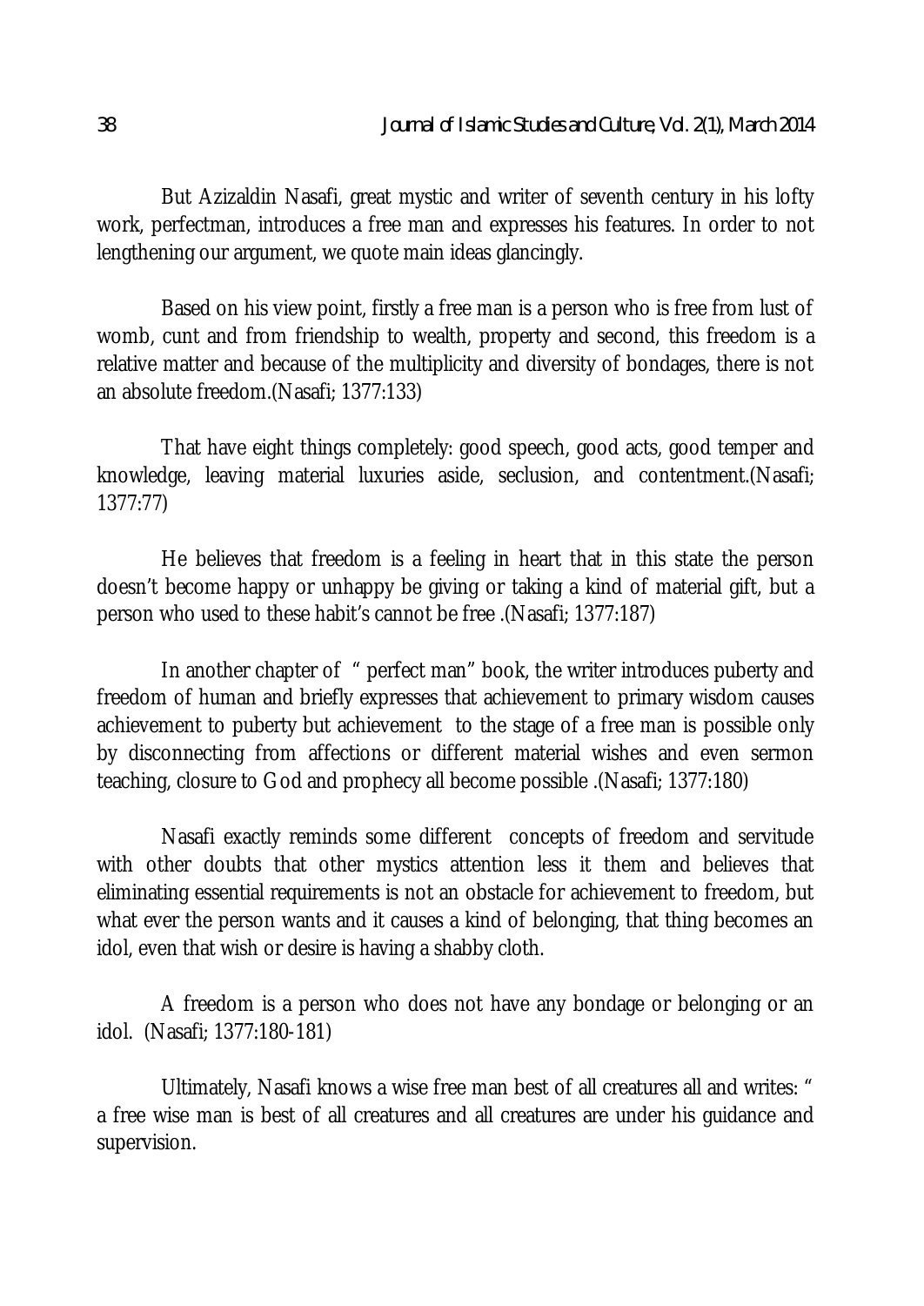But Azizaldin Nasafi, great mystic and writer of seventh century in his lofty work, perfectman, introduces a free man and expresses his features. In order to not lengthening our argument, we quote main ideas glancingly.

Based on his view point, firstly a free man is a person who is free from lust of womb, cunt and from friendship to wealth, property and second, this freedom is a relative matter and because of the multiplicity and diversity of bondages, there is not an absolute freedom.(Nasafi; 1377:133)

That have eight things completely: good speech, good acts, good temper and knowledge, leaving material luxuries aside, seclusion, and contentment.(Nasafi; 1377:77)

He believes that freedom is a feeling in heart that in this state the person doesn't become happy or unhappy be giving or taking a kind of material gift, but a person who used to these habit's cannot be free .(Nasafi; 1377:187)

In another chapter of " perfect man" book, the writer introduces puberty and freedom of human and briefly expresses that achievement to primary wisdom causes achievement to puberty but achievement to the stage of a free man is possible only by disconnecting from affections or different material wishes and even sermon teaching, closure to God and prophecy all become possible .(Nasafi; 1377:180)

Nasafi exactly reminds some different concepts of freedom and servitude with other doubts that other mystics attention less it them and believes that eliminating essential requirements is not an obstacle for achievement to freedom, but what ever the person wants and it causes a kind of belonging, that thing becomes an idol, even that wish or desire is having a shabby cloth.

A freedom is a person who does not have any bondage or belonging or an idol. (Nasafi; 1377:180-181)

Ultimately, Nasafi knows a wise free man best of all creatures all and writes: " a free wise man is best of all creatures and all creatures are under his guidance and supervision.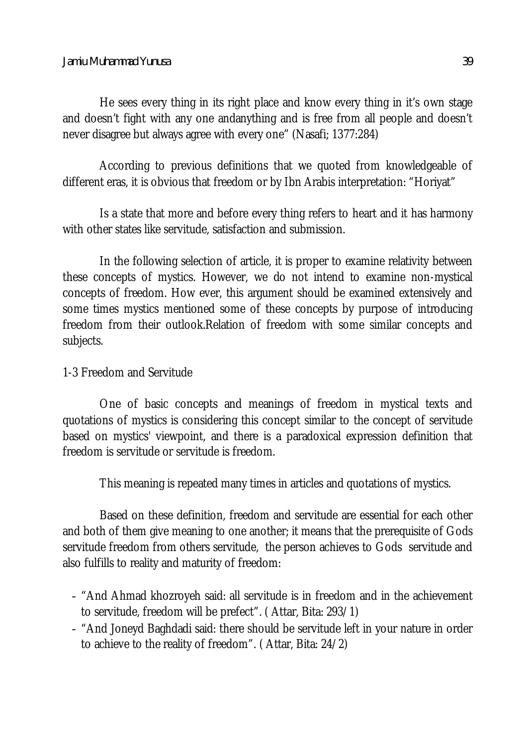He sees every thing in its right place and know every thing in it's own stage and doesn't fight with any one andanything and is free from all people and doesn't never disagree but always agree with every one" (Nasafi; 1377:284)

According to previous definitions that we quoted from knowledgeable of different eras, it is obvious that freedom or by Ibn Arabis interpretation: "Horiyat"

Is a state that more and before every thing refers to heart and it has harmony with other states like servitude, satisfaction and submission.

In the following selection of article, it is proper to examine relativity between these concepts of mystics. However, we do not intend to examine non-mystical concepts of freedom. How ever, this argument should be examined extensively and some times mystics mentioned some of these concepts by purpose of introducing freedom from their outlook.Relation of freedom with some similar concepts and subjects.

1-3 Freedom and Servitude

One of basic concepts and meanings of freedom in mystical texts and quotations of mystics is considering this concept similar to the concept of servitude based on mystics' viewpoint, and there is a paradoxical expression definition that freedom is servitude or servitude is freedom.

This meaning is repeated many times in articles and quotations of mystics.

Based on these definition, freedom and servitude are essential for each other and both of them give meaning to one another; it means that the prerequisite of Gods servitude freedom from others servitude, the person achieves to Gods servitude and also fulfills to reality and maturity of freedom:

- "And Ahmad khozroyeh said: all servitude is in freedom and in the achievement to servitude, freedom will be prefect". ( Attar, Bita: 293/1)
- "And Joneyd Baghdadi said: there should be servitude left in your nature in order to achieve to the reality of freedom". ( Attar, Bita: 24/2)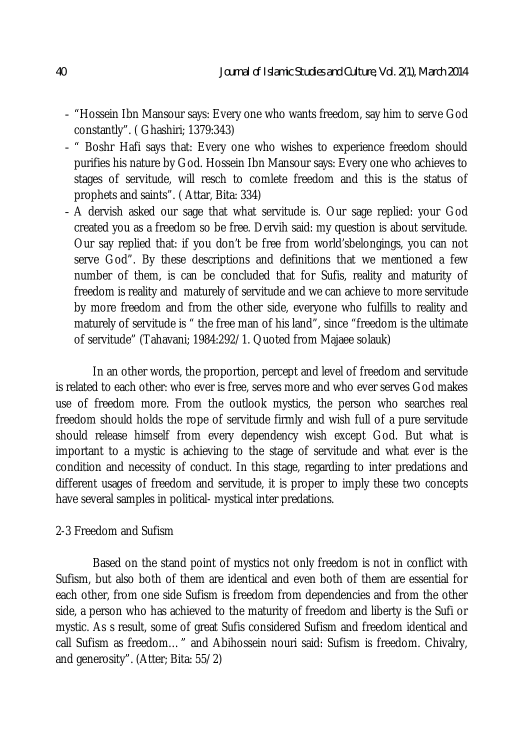- "Hossein Ibn Mansour says: Every one who wants freedom, say him to serve God constantly". ( Ghashiri; 1379:343)
- " Boshr Hafi says that: Every one who wishes to experience freedom should purifies his nature by God. Hossein Ibn Mansour says: Every one who achieves to stages of servitude, will resch to comlete freedom and this is the status of prophets and saints". ( Attar, Bita: 334)
- A dervish asked our sage that what servitude is. Our sage replied: your God created you as a freedom so be free. Dervih said: my question is about servitude. Our say replied that: if you don't be free from world'sbelongings, you can not serve God". By these descriptions and definitions that we mentioned a few number of them, is can be concluded that for Sufis, reality and maturity of freedom is reality and maturely of servitude and we can achieve to more servitude by more freedom and from the other side, everyone who fulfills to reality and maturely of servitude is " the free man of his land", since "freedom is the ultimate of servitude" (Tahavani; 1984:292/1. Quoted from Majaee solauk)

In an other words, the proportion, percept and level of freedom and servitude is related to each other: who ever is free, serves more and who ever serves God makes use of freedom more. From the outlook mystics, the person who searches real freedom should holds the rope of servitude firmly and wish full of a pure servitude should release himself from every dependency wish except God. But what is important to a mystic is achieving to the stage of servitude and what ever is the condition and necessity of conduct. In this stage, regarding to inter predations and different usages of freedom and servitude, it is proper to imply these two concepts have several samples in political- mystical inter predations.

## 2-3 Freedom and Sufism

Based on the stand point of mystics not only freedom is not in conflict with Sufism, but also both of them are identical and even both of them are essential for each other, from one side Sufism is freedom from dependencies and from the other side, a person who has achieved to the maturity of freedom and liberty is the Sufi or mystic. As s result, some of great Sufis considered Sufism and freedom identical and call Sufism as freedom… " and Abihossein nouri said: Sufism is freedom. Chivalry, and generosity". (Atter; Bita: 55/2)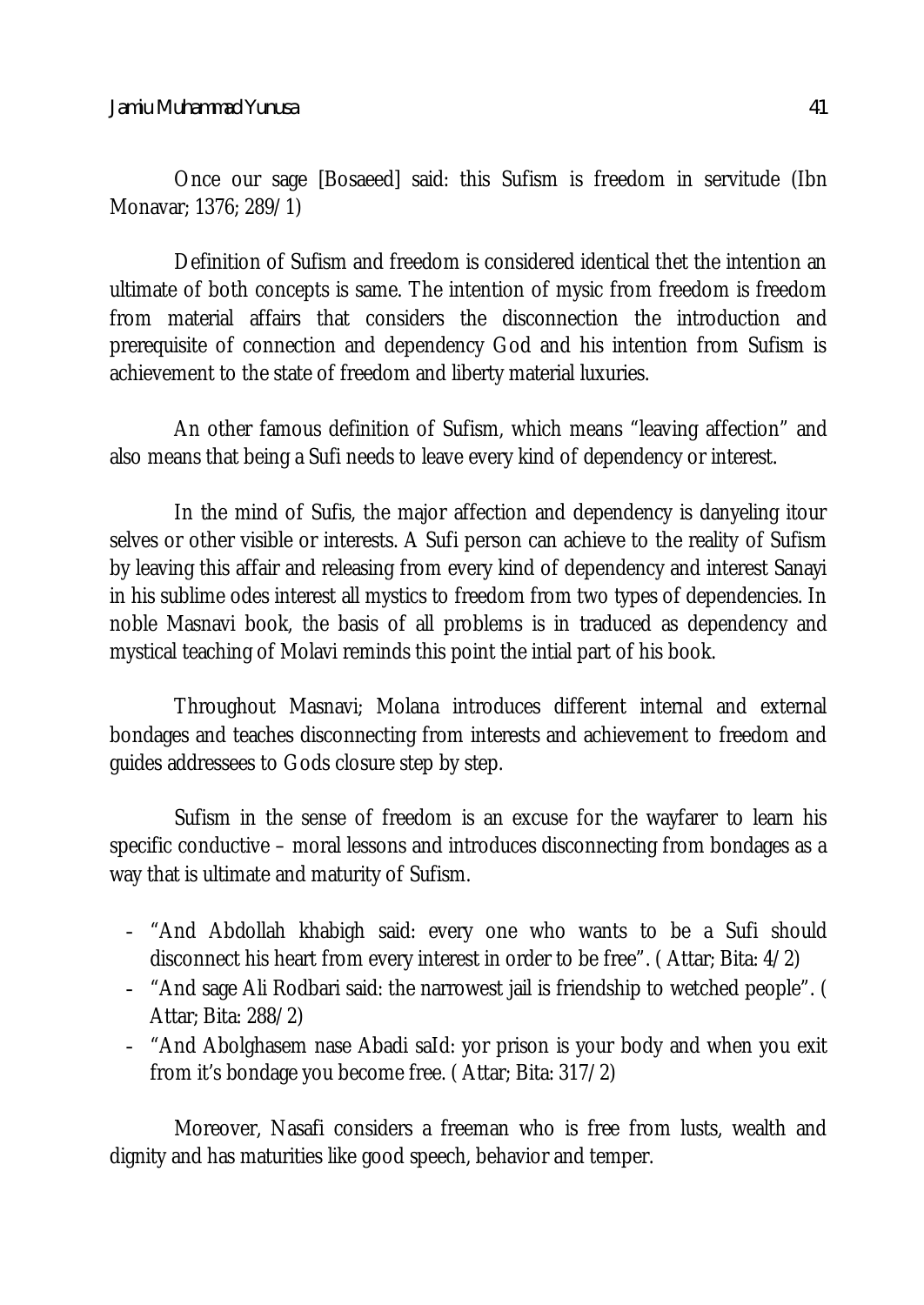Once our sage [Bosaeed] said: this Sufism is freedom in servitude (Ibn Monavar; 1376; 289/1)

Definition of Sufism and freedom is considered identical thet the intention an ultimate of both concepts is same. The intention of mysic from freedom is freedom from material affairs that considers the disconnection the introduction and prerequisite of connection and dependency God and his intention from Sufism is achievement to the state of freedom and liberty material luxuries.

An other famous definition of Sufism, which means "leaving affection" and also means that being a Sufi needs to leave every kind of dependency or interest.

In the mind of Sufis, the major affection and dependency is danyeling itour selves or other visible or interests. A Sufi person can achieve to the reality of Sufism by leaving this affair and releasing from every kind of dependency and interest Sanayi in his sublime odes interest all mystics to freedom from two types of dependencies. In noble Masnavi book, the basis of all problems is in traduced as dependency and mystical teaching of Molavi reminds this point the intial part of his book.

Throughout Masnavi; Molana introduces different internal and external bondages and teaches disconnecting from interests and achievement to freedom and guides addressees to Gods closure step by step.

Sufism in the sense of freedom is an excuse for the wayfarer to learn his specific conductive – moral lessons and introduces disconnecting from bondages as a way that is ultimate and maturity of Sufism.

- "And Abdollah khabigh said: every one who wants to be a Sufi should disconnect his heart from every interest in order to be free". ( Attar; Bita: 4/2)
- "And sage Ali Rodbari said: the narrowest jail is friendship to wetched people". ( Attar; Bita: 288/2)
- "And Abolghasem nase Abadi saId: yor prison is your body and when you exit from it's bondage you become free. ( Attar; Bita: 317/2)

Moreover, Nasafi considers a freeman who is free from lusts, wealth and dignity and has maturities like good speech, behavior and temper.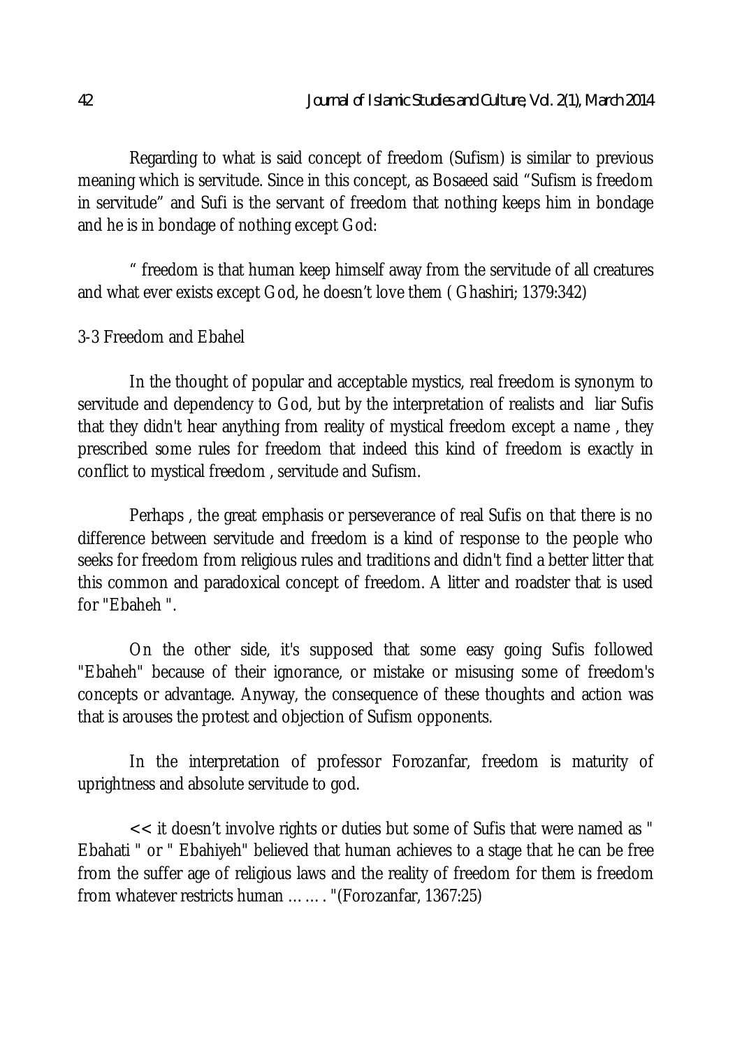Regarding to what is said concept of freedom (Sufism) is similar to previous meaning which is servitude. Since in this concept, as Bosaeed said "Sufism is freedom in servitude" and Sufi is the servant of freedom that nothing keeps him in bondage and he is in bondage of nothing except God:

" freedom is that human keep himself away from the servitude of all creatures and what ever exists except God, he doesn't love them ( Ghashiri; 1379:342)

3-3 Freedom and Ebahel

In the thought of popular and acceptable mystics, real freedom is synonym to servitude and dependency to God, but by the interpretation of realists and liar Sufis that they didn't hear anything from reality of mystical freedom except a name , they prescribed some rules for freedom that indeed this kind of freedom is exactly in conflict to mystical freedom , servitude and Sufism.

Perhaps , the great emphasis or perseverance of real Sufis on that there is no difference between servitude and freedom is a kind of response to the people who seeks for freedom from religious rules and traditions and didn't find a better litter that this common and paradoxical concept of freedom. A litter and roadster that is used for "Ebaheh ".

On the other side, it's supposed that some easy going Sufis followed "Ebaheh" because of their ignorance, or mistake or misusing some of freedom's concepts or advantage. Anyway, the consequence of these thoughts and action was that is arouses the protest and objection of Sufism opponents.

In the interpretation of professor Forozanfar, freedom is maturity of uprightness and absolute servitude to god.

<< it doesn't involve rights or duties but some of Sufis that were named as " Ebahati " or " Ebahiyeh" believed that human achieves to a stage that he can be free from the suffer age of religious laws and the reality of freedom for them is freedom from whatever restricts human ……. "(Forozanfar, 1367:25)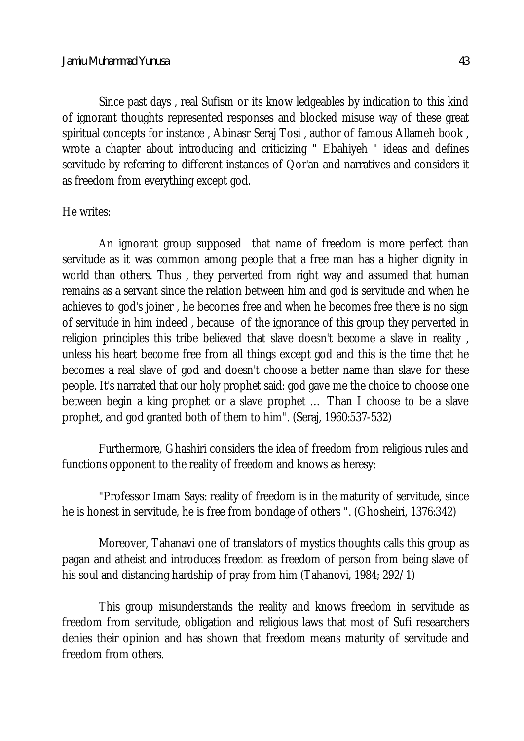Since past days , real Sufism or its know ledgeables by indication to this kind of ignorant thoughts represented responses and blocked misuse way of these great spiritual concepts for instance , Abinasr Seraj Tosi , author of famous Allameh book , wrote a chapter about introducing and criticizing " Ebahiyeh " ideas and defines servitude by referring to different instances of Qor'an and narratives and considers it as freedom from everything except god.

He writes:

An ignorant group supposed that name of freedom is more perfect than servitude as it was common among people that a free man has a higher dignity in world than others. Thus , they perverted from right way and assumed that human remains as a servant since the relation between him and god is servitude and when he achieves to god's joiner , he becomes free and when he becomes free there is no sign of servitude in him indeed , because of the ignorance of this group they perverted in religion principles this tribe believed that slave doesn't become a slave in reality , unless his heart become free from all things except god and this is the time that he becomes a real slave of god and doesn't choose a better name than slave for these people. It's narrated that our holy prophet said: god gave me the choice to choose one between begin a king prophet or a slave prophet … Than I choose to be a slave prophet, and god granted both of them to him". (Seraj, 1960:537-532)

Furthermore, Ghashiri considers the idea of freedom from religious rules and functions opponent to the reality of freedom and knows as heresy:

"Professor Imam Says: reality of freedom is in the maturity of servitude, since he is honest in servitude, he is free from bondage of others ". (Ghosheiri, 1376:342)

Moreover, Tahanavi one of translators of mystics thoughts calls this group as pagan and atheist and introduces freedom as freedom of person from being slave of his soul and distancing hardship of pray from him (Tahanovi, 1984; 292/1)

This group misunderstands the reality and knows freedom in servitude as freedom from servitude, obligation and religious laws that most of Sufi researchers denies their opinion and has shown that freedom means maturity of servitude and freedom from others.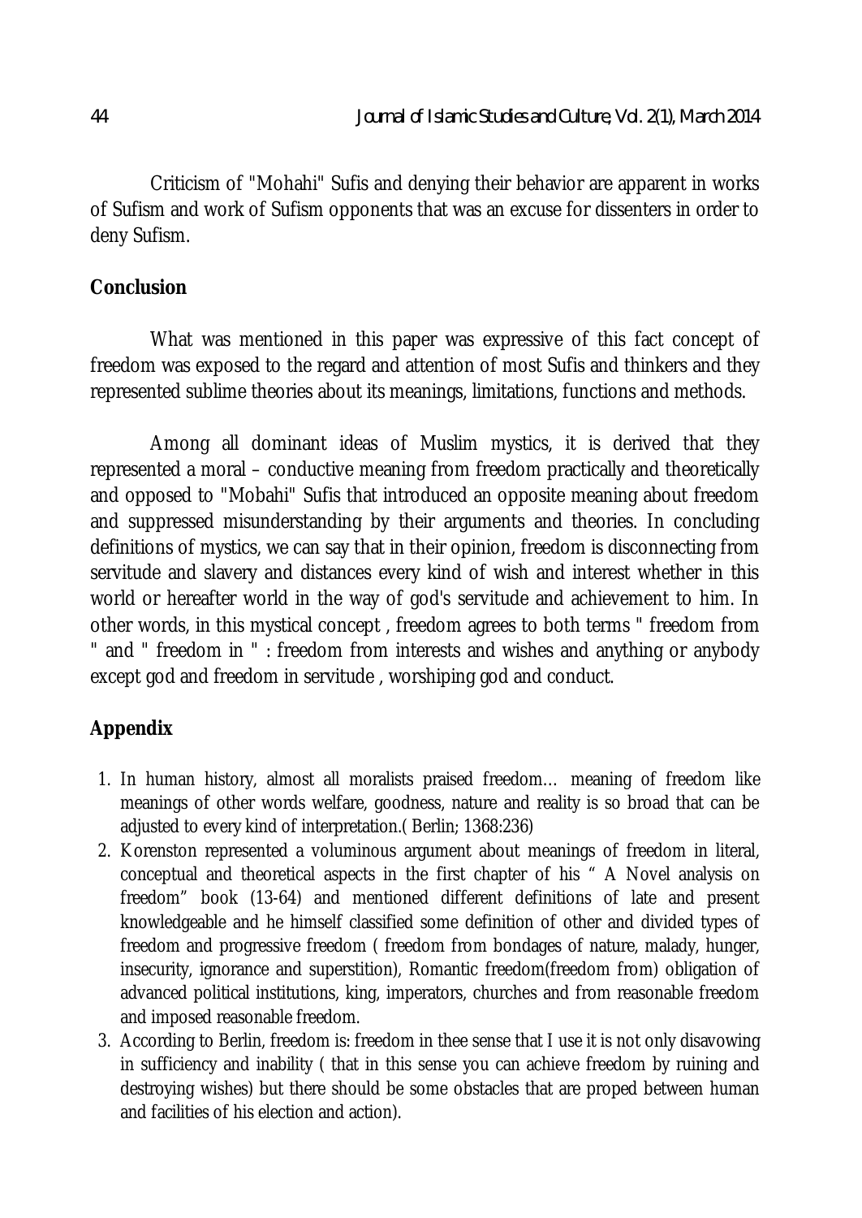Criticism of "Mohahi" Sufis and denying their behavior are apparent in works of Sufism and work of Sufism opponents that was an excuse for dissenters in order to deny Sufism.

## Conclusion

What was mentioned in this paper was expressive of this fact concept of freedom was exposed to the regard and attention of most Sufis and thinkers and they represented sublime theories about its meanings, limitations, functions and methods.

Among all dominant ideas of Muslim mystics, it is derived that they represented a moral – conductive meaning from freedom practically and theoretically and opposed to "Mobahi" Sufis that introduced an opposite meaning about freedom and suppressed misunderstanding by their arguments and theories. In concluding definitions of mystics, we can say that in their opinion, freedom is disconnecting from servitude and slavery and distances every kind of wish and interest whether in this world or hereafter world in the way of god's servitude and achievement to him. In other words, in this mystical concept , freedom agrees to both terms " freedom from " and " freedom in " : freedom from interests and wishes and anything or anybody except god and freedom in servitude , worshiping god and conduct.

## Appendix

1. In human history, almost all moralists praised freedom… meaning of freedom like meanings of other words welfare, goodness, nature and reality is so broad that can be adjusted to every kind of interpretation.( Berlin; 1368:236)
2. Korenston represented a voluminous argument about meanings of freedom in literal, conceptual and theoretical aspects in the first chapter of his " A Novel analysis on freedom" book (13-64) and mentioned different definitions of late and present knowledgeable and he himself classified some definition of other and divided types of freedom and progressive freedom ( freedom from bondages of nature, malady, hunger, insecurity, ignorance and superstition), Romantic freedom(freedom from) obligation of advanced political institutions, king, imperators, churches and from reasonable freedom and imposed reasonable freedom.
3. According to Berlin, freedom is: freedom in thee sense that I use it is not only disavowing in sufficiency and inability ( that in this sense you can achieve freedom by ruining and destroying wishes) but there should be some obstacles that are proped between human and facilities of his election and action).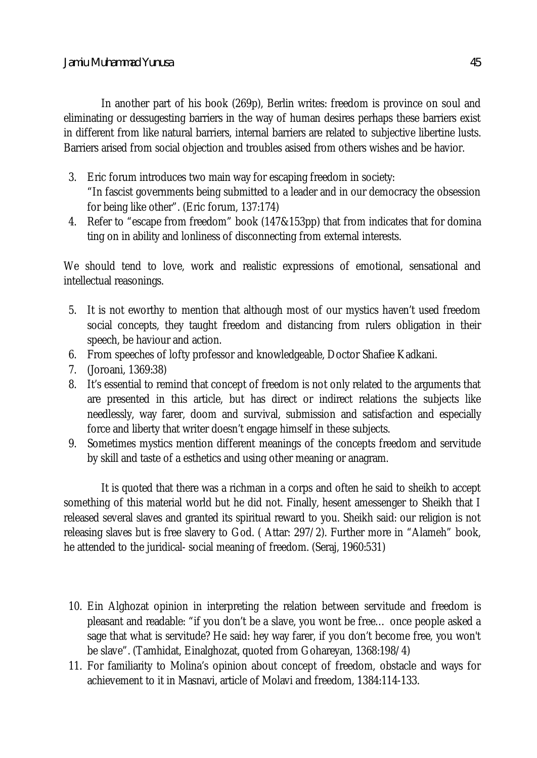In another part of his book (269p), Berlin writes: freedom is province on soul and eliminating or dessugesting barriers in the way of human desires perhaps these barriers exist in different from like natural barriers, internal barriers are related to subjective libertine lusts. Barriers arised from social objection and troubles asised from others wishes and be havior.

3. Eric forum introduces two main way for escaping freedom in society:
   "In fascist governments being submitted to a leader and in our democracy the obsession for being like other". (Eric forum, 137:174)
4. Refer to "escape from freedom" book (147&153pp) that from indicates that for domina ting on in ability and lonliness of disconnecting from external interests.

We should tend to love, work and realistic expressions of emotional, sensational and intellectual reasonings.

5. It is not eworthy to mention that although most of our mystics haven't used freedom social concepts, they taught freedom and distancing from rulers obligation in their speech, be haviour and action.
6. From speeches of lofty professor and knowledgeable, Doctor Shafiee Kadkani.
7. (Joroani, 1369:38)
8. It's essential to remind that concept of freedom is not only related to the arguments that are presented in this article, but has direct or indirect relations the subjects like needlessly, way farer, doom and survival, submission and satisfaction and especially force and liberty that writer doesn't engage himself in these subjects.
9. Sometimes mystics mention different meanings of the concepts freedom and servitude by skill and taste of a esthetics and using other meaning or anagram.

It is quoted that there was a richman in a corps and often he said to sheikh to accept something of this material world but he did not. Finally, hesent amessenger to Sheikh that I released several slaves and granted its spiritual reward to you. Sheikh said: our religion is not releasing slaves but is free slavery to God. ( Attar: 297/2). Further more in "Alameh" book, he attended to the juridical- social meaning of freedom. (Seraj, 1960:531)

10. Ein Alghozat opinion in interpreting the relation between servitude and freedom is pleasant and readable: "if you don't be a slave, you wont be free… once people asked a sage that what is servitude? He said: hey way farer, if you don't become free, you won't be slave". (Tamhidat, Einalghozat, quoted from Gohareyan, 1368:198/4)
11. For familiarity to Molina's opinion about concept of freedom, obstacle and ways for achievement to it in Masnavi, article of Molavi and freedom, 1384:114-133.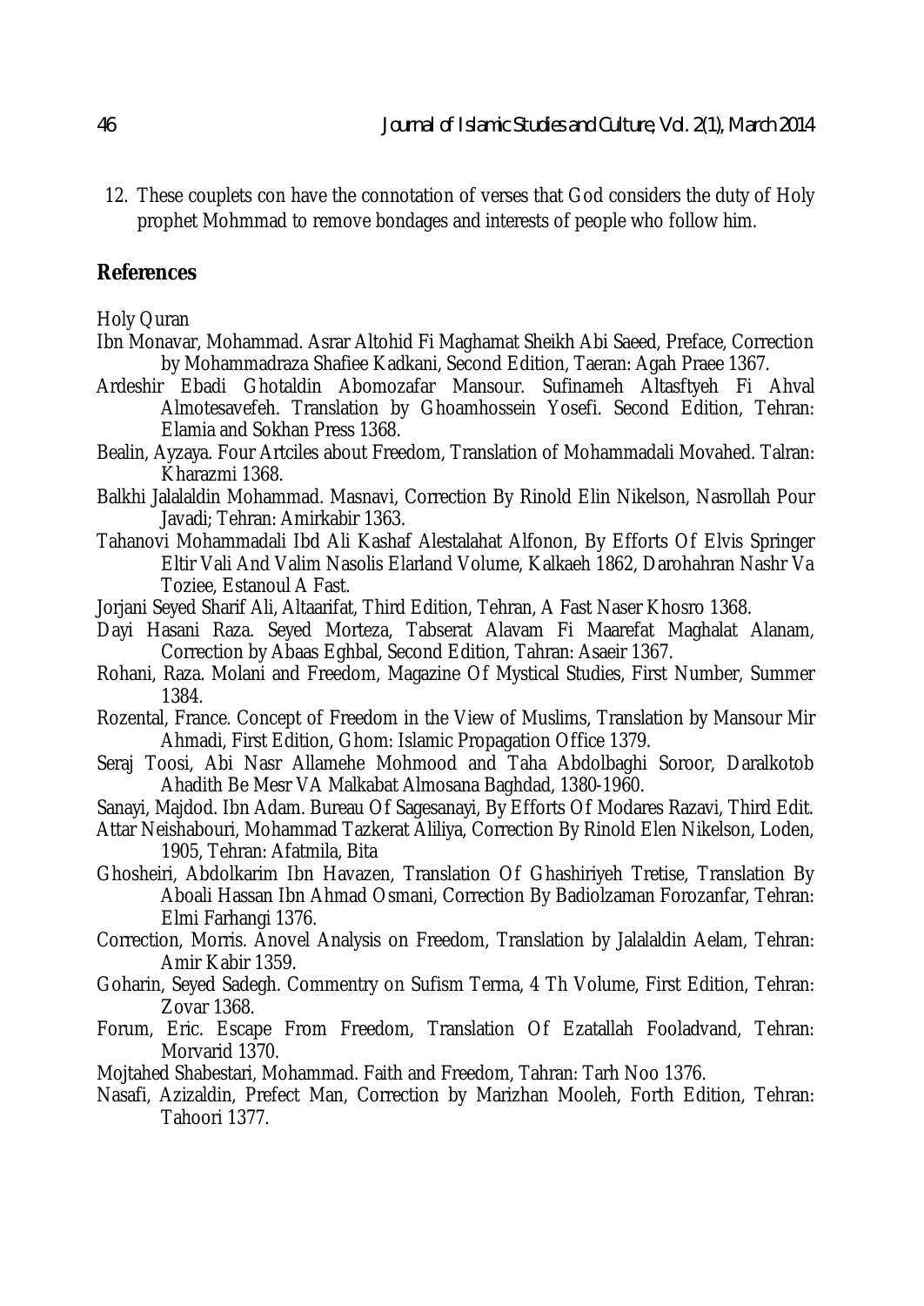12. These couplets con have the connotation of verses that God considers the duty of Holy prophet Mohmmad to remove bondages and interests of people who follow him.

## References

Holy Quran

Ibn Monavar, Mohammad. Asrar Altohid Fi Maghamat Sheikh Abi Saeed, Preface, Correction by Mohammadraza Shafiee Kadkani, Second Edition, Taeran: Agah Praee 1367.

Ardeshir Ebadi Ghotaldin Abomozafar Mansour. Sufinameh Altasftyeh Fi Ahval Almotesavefeh. Translation by Ghoamhossein Yosefi. Second Edition, Tehran: Elamia and Sokhan Press 1368.

Bealin, Ayzaya. Four Artciles about Freedom, Translation of Mohammadali Movahed. Talran: Kharazmi 1368.

Balkhi Jalalaldin Mohammad. Masnavi, Correction By Rinold Elin Nikelson, Nasrollah Pour Javadi; Tehran: Amirkabir 1363.

Tahanovi Mohammadali Ibd Ali Kashaf Alestalahat Alfonon, By Efforts Of Elvis Springer Eltir Vali And Valim Nasolis Elarland Volume, Kalkaeh 1862, Darohahran Nashr Va Toziee, Estanoul A Fast.

Jorjani Seyed Sharif Ali, Altaarifat, Third Edition, Tehran, A Fast Naser Khosro 1368.

Dayi Hasani Raza. Seyed Morteza, Tabserat Alavam Fi Maarefat Maghalat Alanam, Correction by Abaas Eghbal, Second Edition, Tahran: Asaeir 1367.

Rohani, Raza. Molani and Freedom, Magazine Of Mystical Studies, First Number, Summer 1384.

Rozental, France. Concept of Freedom in the View of Muslims, Translation by Mansour Mir Ahmadi, First Edition, Ghom: Islamic Propagation Office 1379.

Seraj Toosi, Abi Nasr Allamehe Mohmood and Taha Abdolbaghi Soroor, Daralkotob Ahadith Be Mesr VA Malkabat Almosana Baghdad, 1380-1960.

Sanayi, Majdod. Ibn Adam. Bureau Of Sagesanayi, By Efforts Of Modares Razavi, Third Edit.

Attar Neishabouri, Mohammad Tazkerat Aliliya, Correction By Rinold Elen Nikelson, Loden, 1905, Tehran: Afatmila, Bita

Ghosheiri, Abdolkarim Ibn Havazen, Translation Of Ghashiriyeh Tretise, Translation By Aboali Hassan Ibn Ahmad Osmani, Correction By Badiolzaman Forozanfar, Tehran: Elmi Farhangi 1376.

Correction, Morris. Anovel Analysis on Freedom, Translation by Jalalaldin Aelam, Tehran: Amir Kabir 1359.

Goharin, Seyed Sadegh. Commentry on Sufism Terma, 4 Th Volume, First Edition, Tehran: Zovar 1368.

Forum, Eric. Escape From Freedom, Translation Of Ezatallah Fooladvand, Tehran: Morvarid 1370.

Mojtahed Shabestari, Mohammad. Faith and Freedom, Tahran: Tarh Noo 1376.

Nasafi, Azizaldin, Prefect Man, Correction by Marizhan Mooleh, Forth Edition, Tehran: Tahoori 1377.